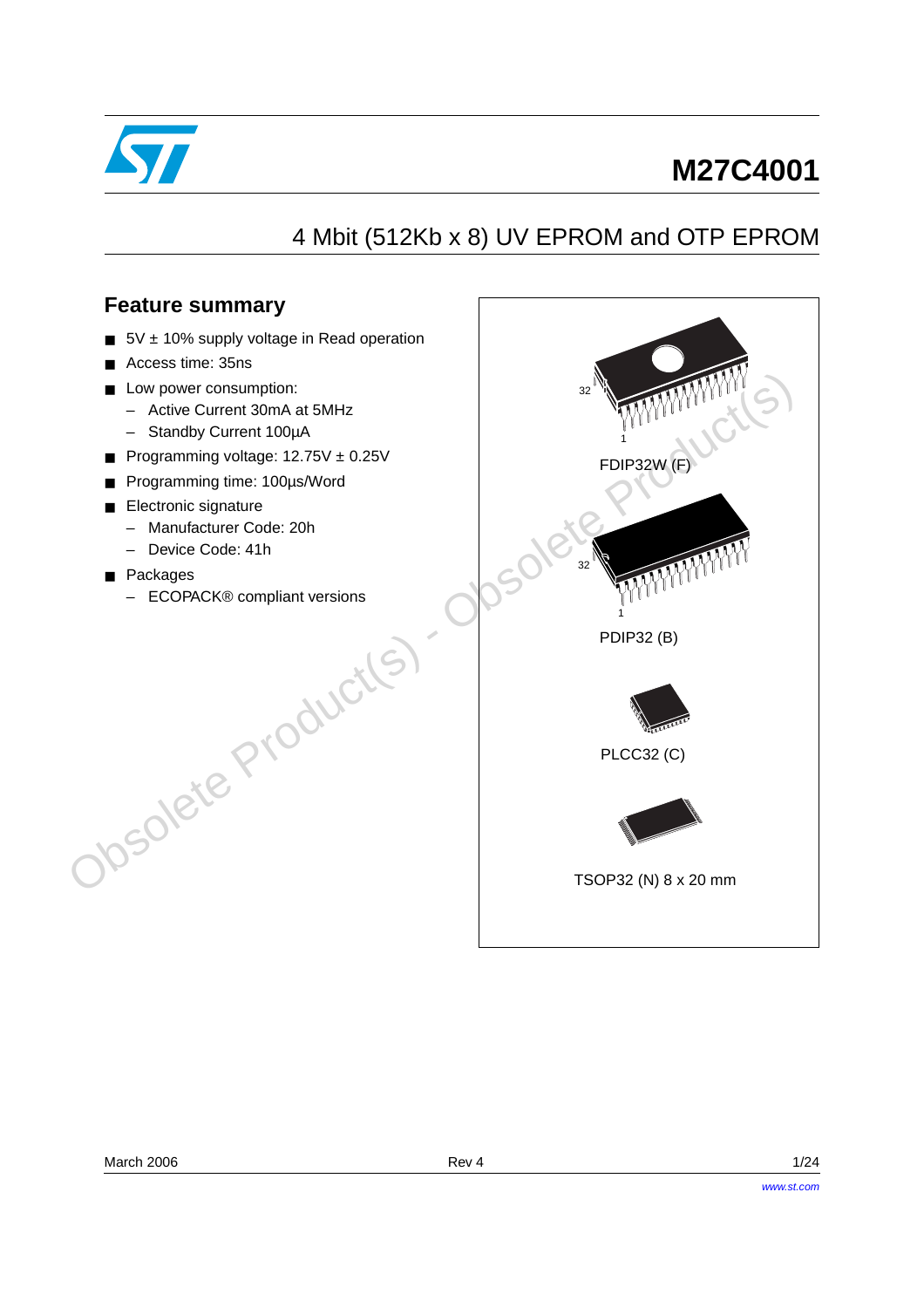# M27C4001

## 4 Mbit (512Kb x 8) UV EPROM and OTP EPROM

### Feature summary

- 5V ± 10% supply voltage in Read operation
- Access time: 35ns
- Low power consumption:
  - Active Current 30mA at 5MHz
  - Standby Current 100µA
- Programming voltage: 12.75V ± 0.25V
- Programming time: 100µs/Word
- Electronic signature
  - Manufacturer Code: 20h
  - Device Code: 41h
- Packages
  - ECOPACK® compliant versions

FDIP32W (F)

PDIP32 (B)

PLCC32 (C)

TSOP32 (N) 8 x 20 mm

March 2006 Rev 4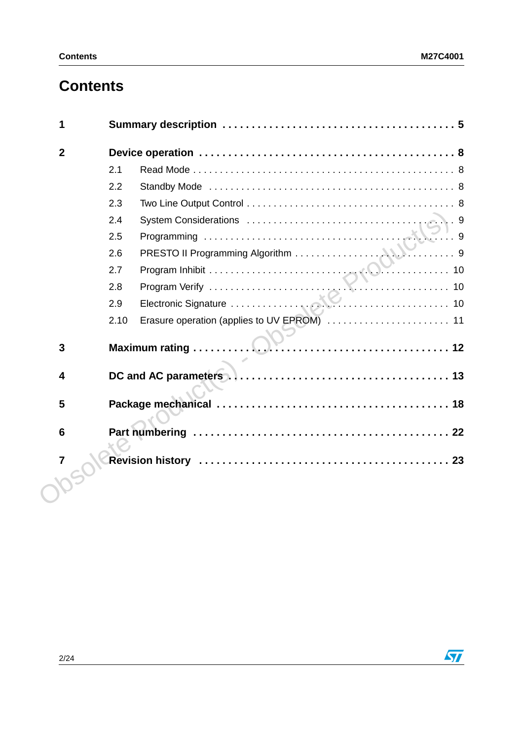# Contents

| | | |
|---|---|---|
| **1** | **Summary description** | **5** |
| **2** | **Device operation** | **8** |
| | 2.1 Read Mode | 8 |
| | 2.2 Standby Mode | 8 |
| | 2.3 Two Line Output Control | 8 |
| | 2.4 System Considerations | 9 |
| | 2.5 Programming | 9 |
| | 2.6 PRESTO II Programming Algorithm | 9 |
| | 2.7 Program Inhibit | 10 |
| | 2.8 Program Verify | 10 |
| | 2.9 Electronic Signature | 10 |
| | 2.10 Erasure operation (applies to UV EPROM) | 11 |
| **3** | **Maximum rating** | **12** |
| **4** | **DC and AC parameters** | **13** |
| **5** | **Package mechanical** | **18** |
| **6** | **Part numbering** | **22** |
| **7** | **Revision history** | **23** |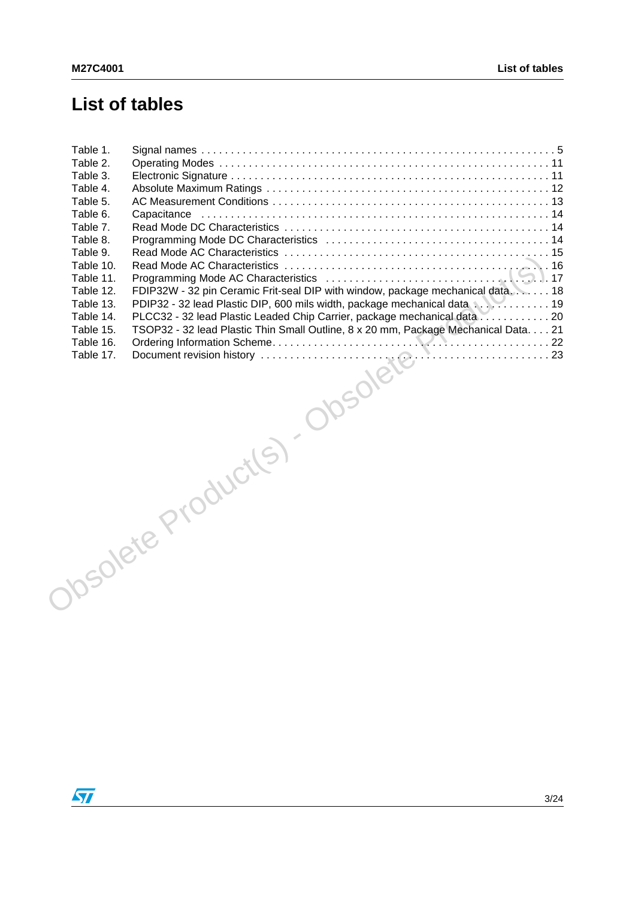# List of tables

- Table 1. Signal names . . . . . . . . . . . . . . . . . . . . . . . . . . . . . . . . . . . . . . . . . . . . . . . . . . . . . . . . . . . 5
- Table 2. Operating Modes . . . . . . . . . . . . . . . . . . . . . . . . . . . . . . . . . . . . . . . . . . . . . . . . . . . . . . . 11
- Table 3. Electronic Signature . . . . . . . . . . . . . . . . . . . . . . . . . . . . . . . . . . . . . . . . . . . . . . . . . . . . 11
- Table 4. Absolute Maximum Ratings . . . . . . . . . . . . . . . . . . . . . . . . . . . . . . . . . . . . . . . . . . . . . . . 12
- Table 5. AC Measurement Conditions . . . . . . . . . . . . . . . . . . . . . . . . . . . . . . . . . . . . . . . . . . . . . . 13
- Table 6. Capacitance . . . . . . . . . . . . . . . . . . . . . . . . . . . . . . . . . . . . . . . . . . . . . . . . . . . . . . . . . 14
- Table 7. Read Mode DC Characteristics . . . . . . . . . . . . . . . . . . . . . . . . . . . . . . . . . . . . . . . . . . . . 14
- Table 8. Programming Mode DC Characteristics . . . . . . . . . . . . . . . . . . . . . . . . . . . . . . . . . . . . . . 14
- Table 9. Read Mode AC Characteristics . . . . . . . . . . . . . . . . . . . . . . . . . . . . . . . . . . . . . . . . . . . . 15
- Table 10. Read Mode AC Characteristics . . . . . . . . . . . . . . . . . . . . . . . . . . . . . . . . . . . . . . . . . . . . 16
- Table 11. Programming Mode AC Characteristics . . . . . . . . . . . . . . . . . . . . . . . . . . . . . . . . . . . . . . 17
- Table 12. FDIP32W - 32 pin Ceramic Frit-seal DIP with window, package mechanical data. . . . . . . 18
- Table 13. PDIP32 - 32 lead Plastic DIP, 600 mils width, package mechanical data . . . . . . . . . . . . 19
- Table 14. PLCC32 - 32 lead Plastic Leaded Chip Carrier, package mechanical data . . . . . . . . . . . 20
- Table 15. TSOP32 - 32 lead Plastic Thin Small Outline, 8 x 20 mm, Package Mechanical Data. . . . 21
- Table 16. Ordering Information Scheme. . . . . . . . . . . . . . . . . . . . . . . . . . . . . . . . . . . . . . . . . . . . . 22
- Table 17. Document revision history . . . . . . . . . . . . . . . . . . . . . . . . . . . . . . . . . . . . . . . . . . . . . . 23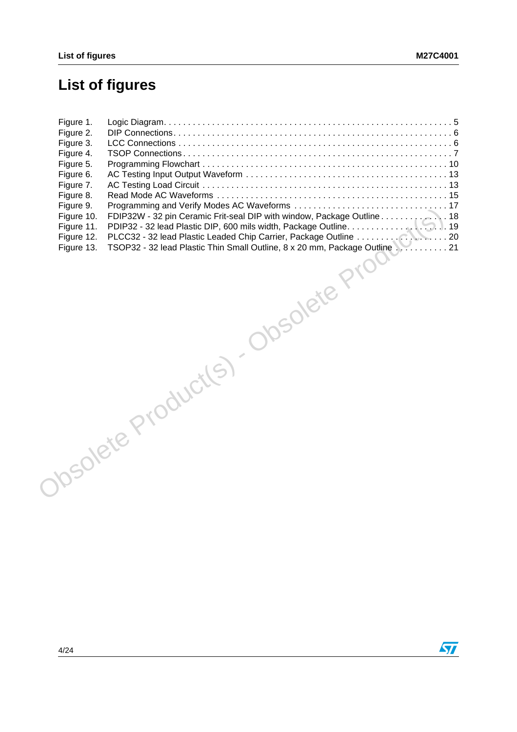# List of figures

- Figure 1. Logic Diagram . . . . . . . . . . . . . . . . . . . . . . . . . . . . . . . . . . . . . . . . . . . . . . . . . . . . . . . . . . . 5
- Figure 2. DIP Connections . . . . . . . . . . . . . . . . . . . . . . . . . . . . . . . . . . . . . . . . . . . . . . . . . . . . . . . . . 6
- Figure 3. LCC Connections . . . . . . . . . . . . . . . . . . . . . . . . . . . . . . . . . . . . . . . . . . . . . . . . . . . . . . . . 6
- Figure 4. TSOP Connections . . . . . . . . . . . . . . . . . . . . . . . . . . . . . . . . . . . . . . . . . . . . . . . . . . . . . . . 7
- Figure 5. Programming Flowchart . . . . . . . . . . . . . . . . . . . . . . . . . . . . . . . . . . . . . . . . . . . . . . . . . . 10
- Figure 6. AC Testing Input Output Waveform . . . . . . . . . . . . . . . . . . . . . . . . . . . . . . . . . . . . . . . . . 13
- Figure 7. AC Testing Load Circuit . . . . . . . . . . . . . . . . . . . . . . . . . . . . . . . . . . . . . . . . . . . . . . . . . 13
- Figure 8. Read Mode AC Waveforms . . . . . . . . . . . . . . . . . . . . . . . . . . . . . . . . . . . . . . . . . . . . . . . 15
- Figure 9. Programming and Verify Modes AC Waveforms . . . . . . . . . . . . . . . . . . . . . . . . . . . . . . . 17
- Figure 10. FDIP32W - 32 pin Ceramic Frit-seal DIP with window, Package Outline . . . . . . . . . . . . . 18
- Figure 11. PDIP32 - 32 lead Plastic DIP, 600 mils width, Package Outline . . . . . . . . . . . . . . . . . . . . 19
- Figure 12. PLCC32 - 32 lead Plastic Leaded Chip Carrier, Package Outline . . . . . . . . . . . . . . . . . . 20
- Figure 13. TSOP32 - 32 lead Plastic Thin Small Outline, 8 x 20 mm, Package Outline . . . . . . . . . . 21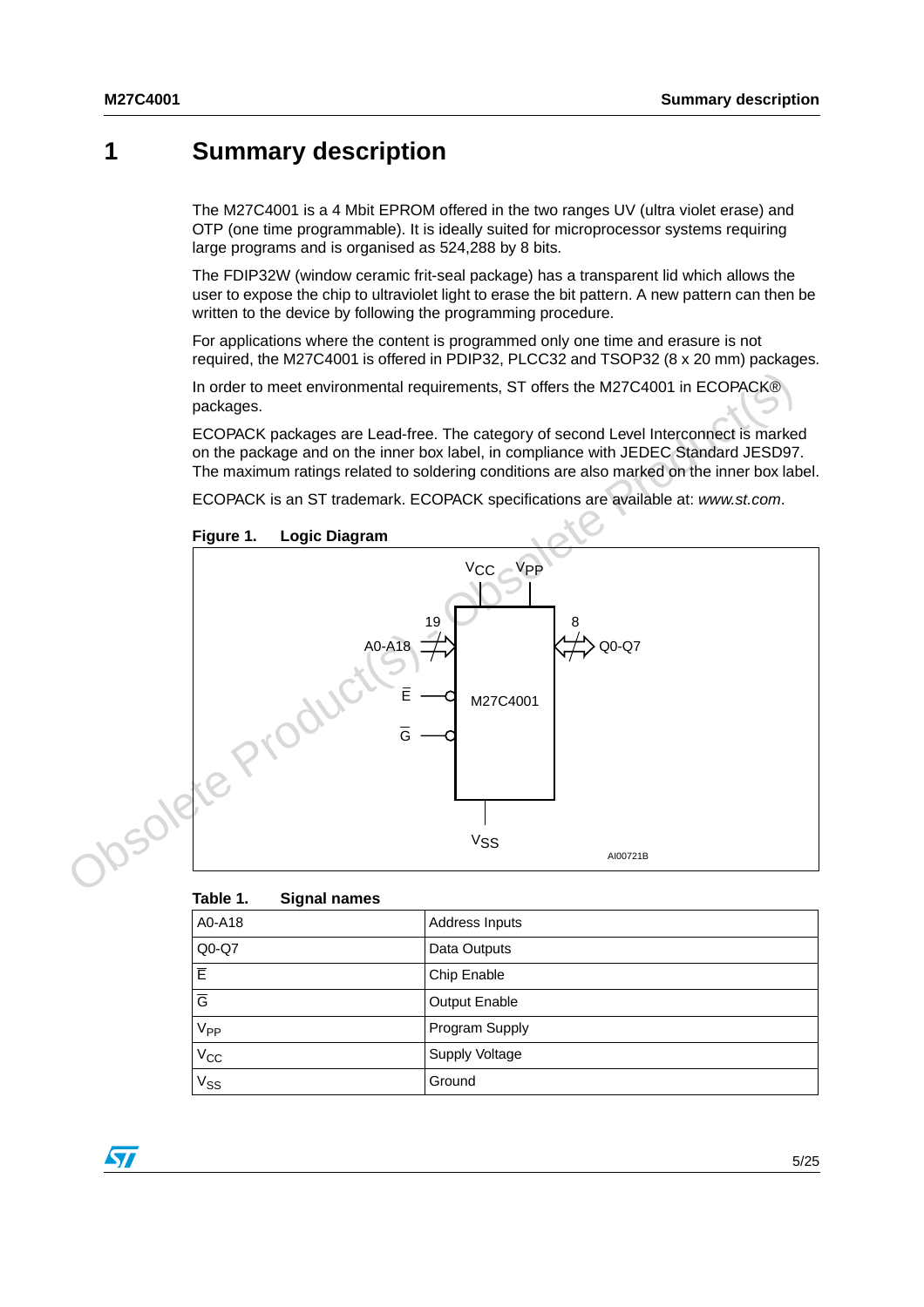# 1 Summary description

The M27C4001 is a 4 Mbit EPROM offered in the two ranges UV (ultra violet erase) and OTP (one time programmable). It is ideally suited for microprocessor systems requiring large programs and is organised as 524,288 by 8 bits.

The FDIP32W (window ceramic frit-seal package) has a transparent lid which allows the user to expose the chip to ultraviolet light to erase the bit pattern. A new pattern can then be written to the device by following the programming procedure.

For applications where the content is programmed only one time and erasure is not required, the M27C4001 is offered in PDIP32, PLCC32 and TSOP32 (8 x 20 mm) packages.

In order to meet environmental requirements, ST offers the M27C4001 in ECOPACK® packages.

ECOPACK packages are Lead-free. The category of second Level Interconnect is marked on the package and on the inner box label, in compliance with JEDEC Standard JESD97. The maximum ratings related to soldering conditions are also marked on the inner box label.

ECOPACK is an ST trademark. ECOPACK specifications are available at: *www.st.com*.

**Figure 1. Logic Diagram**

**Table 1. Signal names**

| | |
|---|---|
| A0-A18 | Address Inputs |
| Q0-Q7 | Data Outputs |
| $\overline{E}$ | Chip Enable |
| $\overline{G}$ | Output Enable |
| $V_{PP}$ | Program Supply |
| $V_{CC}$ | Supply Voltage |
| $V_{SS}$ | Ground |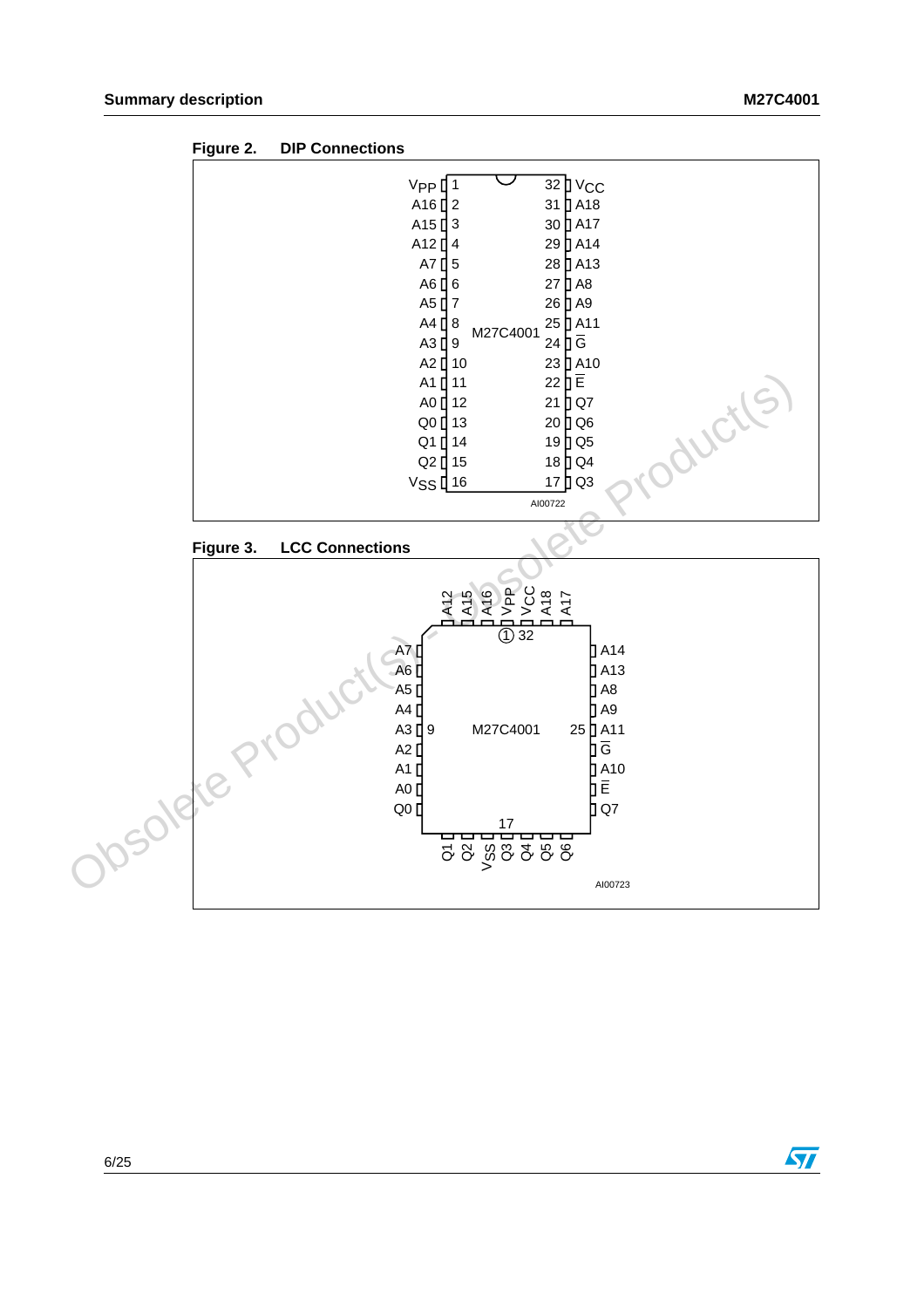Figure 2. DIP Connections

| Pin | Signal | Pin | Signal |
|---|---|---|---|
| 1 | $V_{PP}$ | 32 | $V_{CC}$ |
| 2 | A16 | 31 | A18 |
| 3 | A15 | 30 | A17 |
| 4 | A12 | 29 | A14 |
| 5 | A7 | 28 | A13 |
| 6 | A6 | 27 | A8 |
| 7 | A5 | 26 | A9 |
| 8 | A4 | 25 | A11 |
| 9 | A3 | 24 | $\overline{G}$ |
| 10 | A2 | 23 | A10 |
| 11 | A1 | 22 | $\overline{E}$ |
| 12 | A0 | 21 | Q7 |
| 13 | Q0 | 20 | Q6 |
| 14 | Q1 | 19 | Q5 |
| 15 | Q2 | 18 | Q4 |
| 16 | $V_{SS}$ | 17 | Q3 |

M27C4001

AI00722

Figure 3. LCC Connections

Top: A12, A15, A16, $V_{PP}$, $V_{CC}$, A18, A17 (pin 1, 32)

Left: A7, A6, A5, A4, A3 (pin 9), A2, A1, A0, Q0

Right: A14, A13, A8, A9, A11 (pin 25), $\overline{G}$, A10, $\overline{E}$, Q7

Bottom: Q1, Q2, $V_{SS}$, Q3 (pin 17), Q4, Q5, Q6

M27C4001

AI00723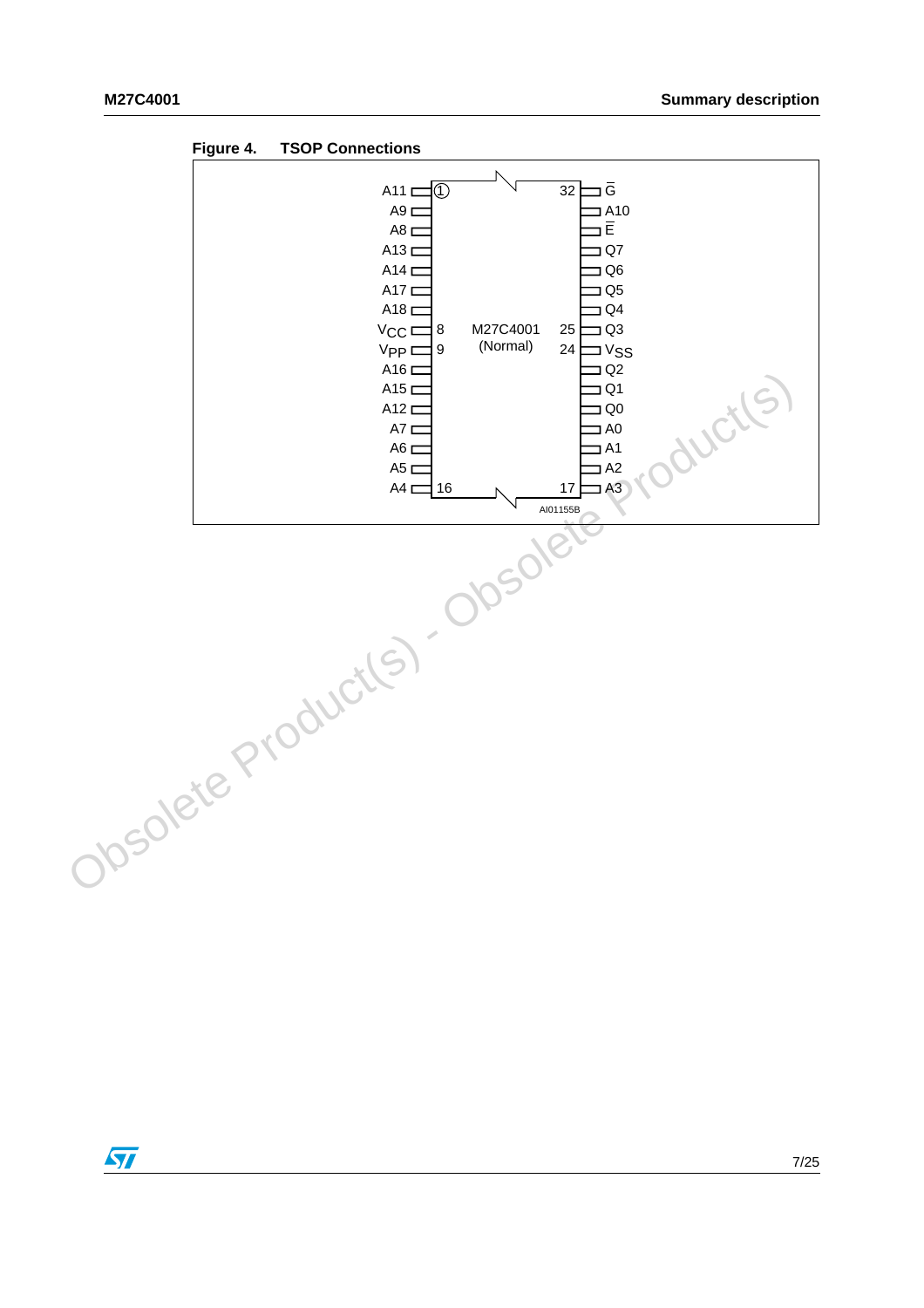**Figure 4. TSOP Connections**

| Pin | Signal | Pin | Signal |
|---|---|---|---|
| 1 | A11 | 32 | $\overline{G}$ |
| 2 | A9 | 31 | A10 |
| 3 | A8 | 30 | $\overline{E}$ |
| 4 | A13 | 29 | Q7 |
| 5 | A14 | 28 | Q6 |
| 6 | A17 | 27 | Q5 |
| 7 | A18 | 26 | Q4 |
| 8 | $V_{CC}$ | 25 | Q3 |
| 9 | $V_{PP}$ | 24 | $V_{SS}$ |
| 10 | A16 | 23 | Q2 |
| 11 | A15 | 22 | Q1 |
| 12 | A12 | 21 | Q0 |
| 13 | A7 | 20 | A0 |
| 14 | A6 | 19 | A1 |
| 15 | A5 | 18 | A2 |
| 16 | A4 | 17 | A3 |

M27C4001 (Normal)

AI01155B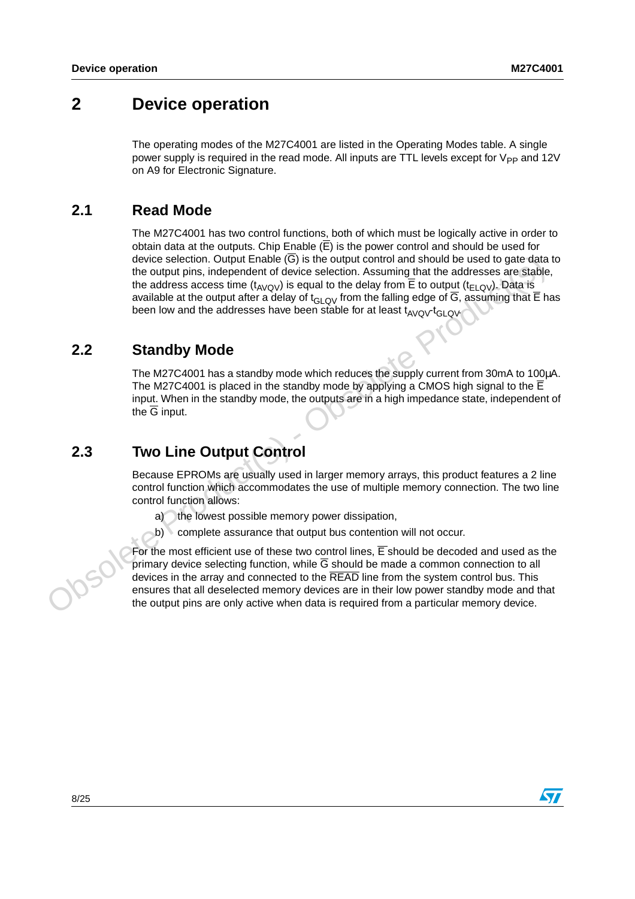# 2 Device operation

The operating modes of the M27C4001 are listed in the Operating Modes table. A single power supply is required in the read mode. All inputs are TTL levels except for $V_{PP}$ and 12V on A9 for Electronic Signature.

## 2.1 Read Mode

The M27C4001 has two control functions, both of which must be logically active in order to obtain data at the outputs. Chip Enable ($\overline{E}$) is the power control and should be used for device selection. Output Enable ($\overline{G}$) is the output control and should be used to gate data to the output pins, independent of device selection. Assuming that the addresses are stable, the address access time ($t_{AVQV}$) is equal to the delay from $\overline{E}$ to output ($t_{ELQV}$). Data is available at the output after a delay of $t_{GLQV}$ from the falling edge of $\overline{G}$, assuming that $\overline{E}$ has been low and the addresses have been stable for at least $t_{AVQV}$-$t_{GLQV}$.

## 2.2 Standby Mode

The M27C4001 has a standby mode which reduces the supply current from 30mA to 100µA. The M27C4001 is placed in the standby mode by applying a CMOS high signal to the $\overline{E}$ input. When in the standby mode, the outputs are in a high impedance state, independent of the $\overline{G}$ input.

## 2.3 Two Line Output Control

Because EPROMs are usually used in larger memory arrays, this product features a 2 line control function which accommodates the use of multiple memory connection. The two line control function allows:

a) the lowest possible memory power dissipation,

b) complete assurance that output bus contention will not occur.

For the most efficient use of these two control lines, $\overline{E}$ should be decoded and used as the primary device selecting function, while $\overline{G}$ should be made a common connection to all devices in the array and connected to the $\overline{READ}$ line from the system control bus. This ensures that all deselected memory devices are in their low power standby mode and that the output pins are only active when data is required from a particular memory device.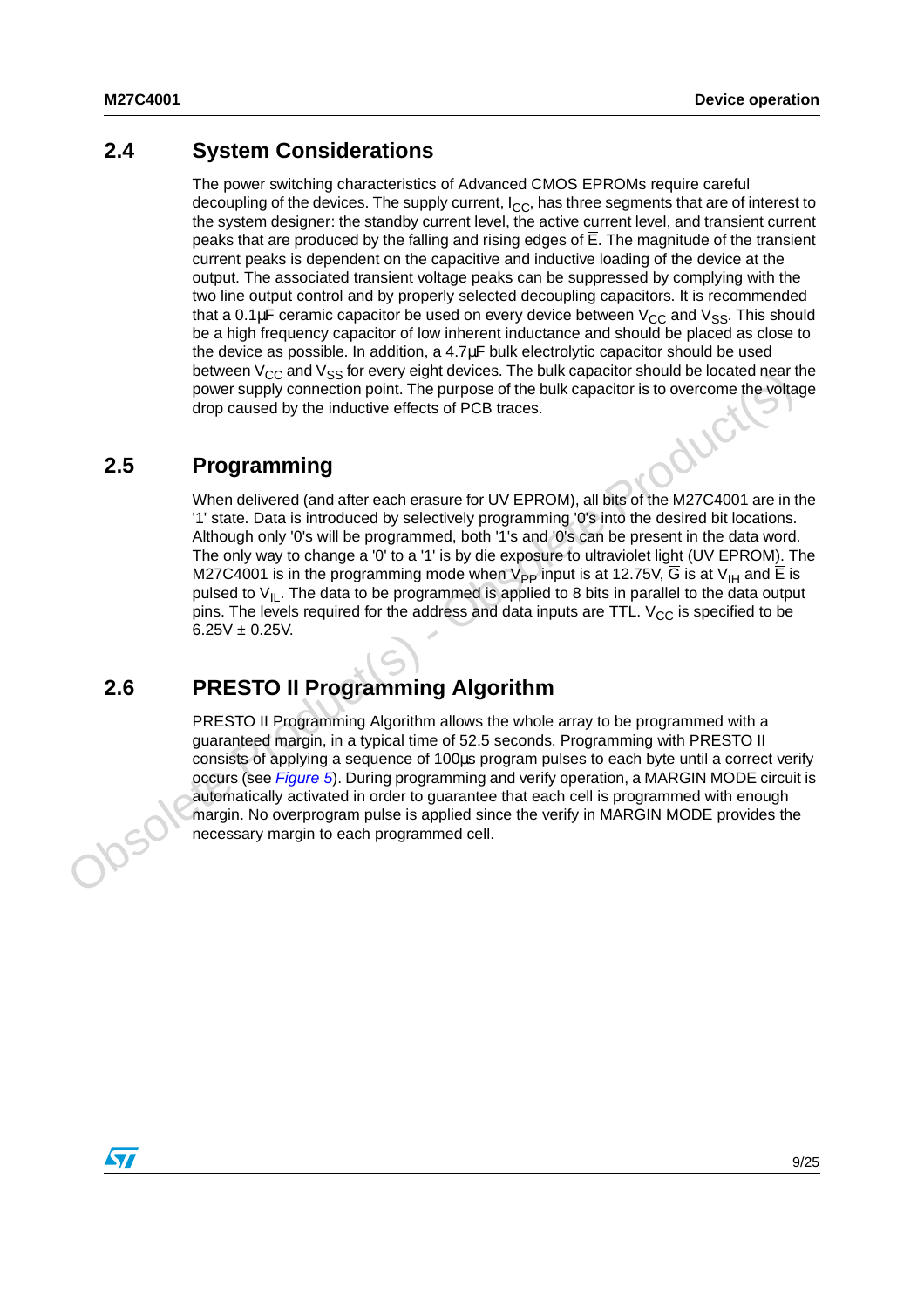## 2.4 System Considerations

The power switching characteristics of Advanced CMOS EPROMs require careful decoupling of the devices. The supply current, $I_{CC}$, has three segments that are of interest to the system designer: the standby current level, the active current level, and transient current peaks that are produced by the falling and rising edges of $\overline{E}$. The magnitude of the transient current peaks is dependent on the capacitive and inductive loading of the device at the output. The associated transient voltage peaks can be suppressed by complying with the two line output control and by properly selected decoupling capacitors. It is recommended that a 0.1µF ceramic capacitor be used on every device between $V_{CC}$ and $V_{SS}$. This should be a high frequency capacitor of low inherent inductance and should be placed as close to the device as possible. In addition, a 4.7µF bulk electrolytic capacitor should be used between $V_{CC}$ and $V_{SS}$ for every eight devices. The bulk capacitor should be located near the power supply connection point. The purpose of the bulk capacitor is to overcome the voltage drop caused by the inductive effects of PCB traces.

## 2.5 Programming

When delivered (and after each erasure for UV EPROM), all bits of the M27C4001 are in the '1' state. Data is introduced by selectively programming '0's into the desired bit locations. Although only '0's will be programmed, both '1's and '0's can be present in the data word. The only way to change a '0' to a '1' is by die exposure to ultraviolet light (UV EPROM). The M27C4001 is in the programming mode when $V_{PP}$ input is at 12.75V, $\overline{G}$ is at $V_{IH}$ and $\overline{E}$ is pulsed to $V_{IL}$. The data to be programmed is applied to 8 bits in parallel to the data output pins. The levels required for the address and data inputs are TTL. $V_{CC}$ is specified to be 6.25V ± 0.25V.

## 2.6 PRESTO II Programming Algorithm

PRESTO II Programming Algorithm allows the whole array to be programmed with a guaranteed margin, in a typical time of 52.5 seconds. Programming with PRESTO II consists of applying a sequence of 100µs program pulses to each byte until a correct verify occurs (see *Figure 5*). During programming and verify operation, a MARGIN MODE circuit is automatically activated in order to guarantee that each cell is programmed with enough margin. No overprogram pulse is applied since the verify in MARGIN MODE provides the necessary margin to each programmed cell.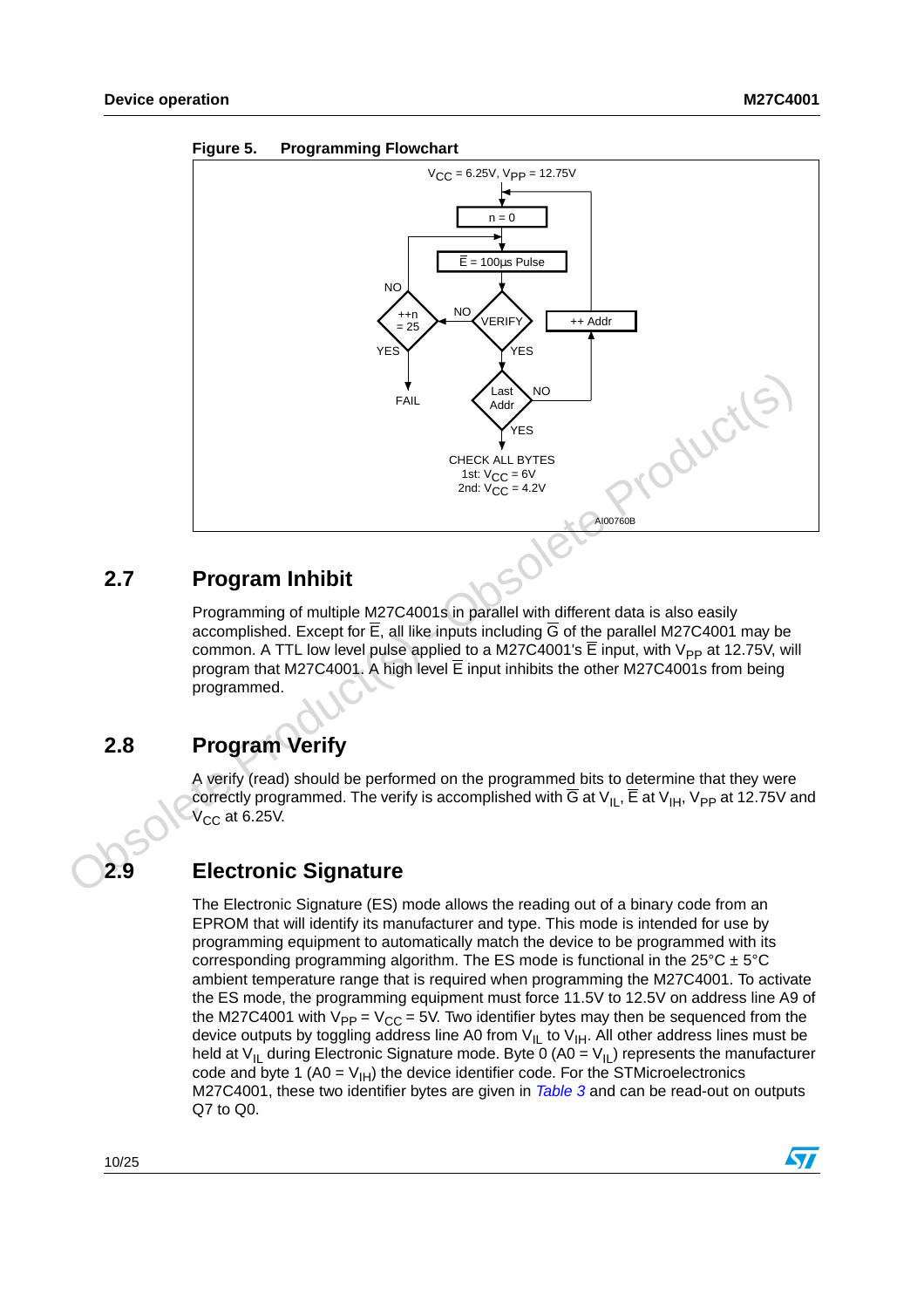Figure 5. Programming Flowchart

$V_{CC}$ = 6.25V, $V_{PP}$ = 12.75V

n = 0

$\overline{E}$ = 100µs Pulse

VERIFY — NO → ++n = 25 — NO (loop back to pulse); YES → FAIL

VERIFY — YES → Last Addr — NO → ++ Addr (loop back to n = 0); YES → CHECK ALL BYTES 1st: $V_{CC}$ = 6V 2nd: $V_{CC}$ = 4.2V

AI00760B

## 2.7 Program Inhibit

Programming of multiple M27C4001s in parallel with different data is also easily accomplished. Except for $\overline{E}$, all like inputs including $\overline{G}$ of the parallel M27C4001 may be common. A TTL low level pulse applied to a M27C4001's $\overline{E}$ input, with $V_{PP}$ at 12.75V, will program that M27C4001. A high level $\overline{E}$ input inhibits the other M27C4001s from being programmed.

## 2.8 Program Verify

A verify (read) should be performed on the programmed bits to determine that they were correctly programmed. The verify is accomplished with $\overline{G}$ at $V_{IL}$, $\overline{E}$ at $V_{IH}$, $V_{PP}$ at 12.75V and $V_{CC}$ at 6.25V.

## 2.9 Electronic Signature

The Electronic Signature (ES) mode allows the reading out of a binary code from an EPROM that will identify its manufacturer and type. This mode is intended for use by programming equipment to automatically match the device to be programmed with its corresponding programming algorithm. The ES mode is functional in the 25°C ± 5°C ambient temperature range that is required when programming the M27C4001. To activate the ES mode, the programming equipment must force 11.5V to 12.5V on address line A9 of the M27C4001 with $V_{PP}$ = $V_{CC}$ = 5V. Two identifier bytes may then be sequenced from the device outputs by toggling address line A0 from $V_{IL}$ to $V_{IH}$. All other address lines must be held at $V_{IL}$ during Electronic Signature mode. Byte 0 (A0 = $V_{IL}$) represents the manufacturer code and byte 1 (A0 = $V_{IH}$) the device identifier code. For the STMicroelectronics M27C4001, these two identifier bytes are given in *Table 3* and can be read-out on outputs Q7 to Q0.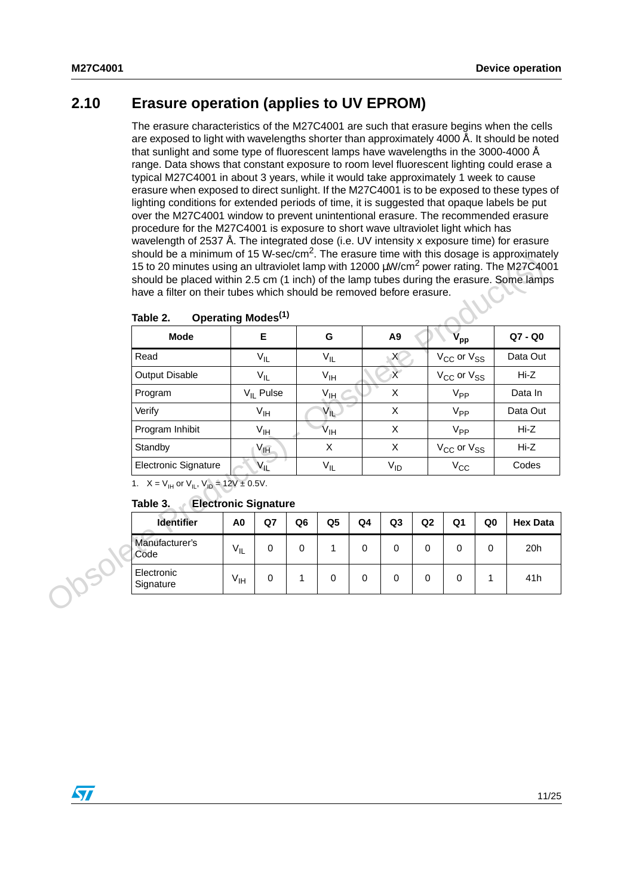## 2.10 Erasure operation (applies to UV EPROM)

The erasure characteristics of the M27C4001 are such that erasure begins when the cells are exposed to light with wavelengths shorter than approximately 4000 Å. It should be noted that sunlight and some type of fluorescent lamps have wavelengths in the 3000-4000 Å range. Data shows that constant exposure to room level fluorescent lighting could erase a typical M27C4001 in about 3 years, while it would take approximately 1 week to cause erasure when exposed to direct sunlight. If the M27C4001 is to be exposed to these types of lighting conditions for extended periods of time, it is suggested that opaque labels be put over the M27C4001 window to prevent unintentional erasure. The recommended erasure procedure for the M27C4001 is exposure to short wave ultraviolet light which has wavelength of 2537 Å. The integrated dose (i.e. UV intensity x exposure time) for erasure should be a minimum of 15 W-sec/cm$^2$. The erasure time with this dosage is approximately 15 to 20 minutes using an ultraviolet lamp with 12000 µW/cm$^2$ power rating. The M27C4001 should be placed within 2.5 cm (1 inch) of the lamp tubes during the erasure. Some lamps have a filter on their tubes which should be removed before erasure.

**Table 2. Operating Modes(1)**

| Mode | E | G | A9 | $V_{pp}$ | Q7 - Q0 |
|---|---|---|---|---|---|
| Read | $V_{IL}$ | $V_{IL}$ | X | $V_{CC}$ or $V_{SS}$ | Data Out |
| Output Disable | $V_{IL}$ | $V_{IH}$ | X | $V_{CC}$ or $V_{SS}$ | Hi-Z |
| Program | $V_{IL}$ Pulse | $V_{IH}$ | X | $V_{PP}$ | Data In |
| Verify | $V_{IH}$ | $V_{IL}$ | X | $V_{PP}$ | Data Out |
| Program Inhibit | $V_{IH}$ | $V_{IH}$ | X | $V_{PP}$ | Hi-Z |
| Standby | $V_{IH}$ | X | X | $V_{CC}$ or $V_{SS}$ | Hi-Z |
| Electronic Signature | $V_{IL}$ | $V_{IL}$ | $V_{ID}$ | $V_{CC}$ | Codes |

1. X = $V_{IH}$ or $V_{IL}$, $V_{ID}$ = 12V ± 0.5V.

**Table 3. Electronic Signature**

| Identifier | A0 | Q7 | Q6 | Q5 | Q4 | Q3 | Q2 | Q1 | Q0 | Hex Data |
|---|---|---|---|---|---|---|---|---|---|---|
| Manufacturer's Code | $V_{IL}$ | 0 | 0 | 1 | 0 | 0 | 0 | 0 | 0 | 20h |
| Electronic Signature | $V_{IH}$ | 0 | 1 | 0 | 0 | 0 | 0 | 0 | 1 | 41h |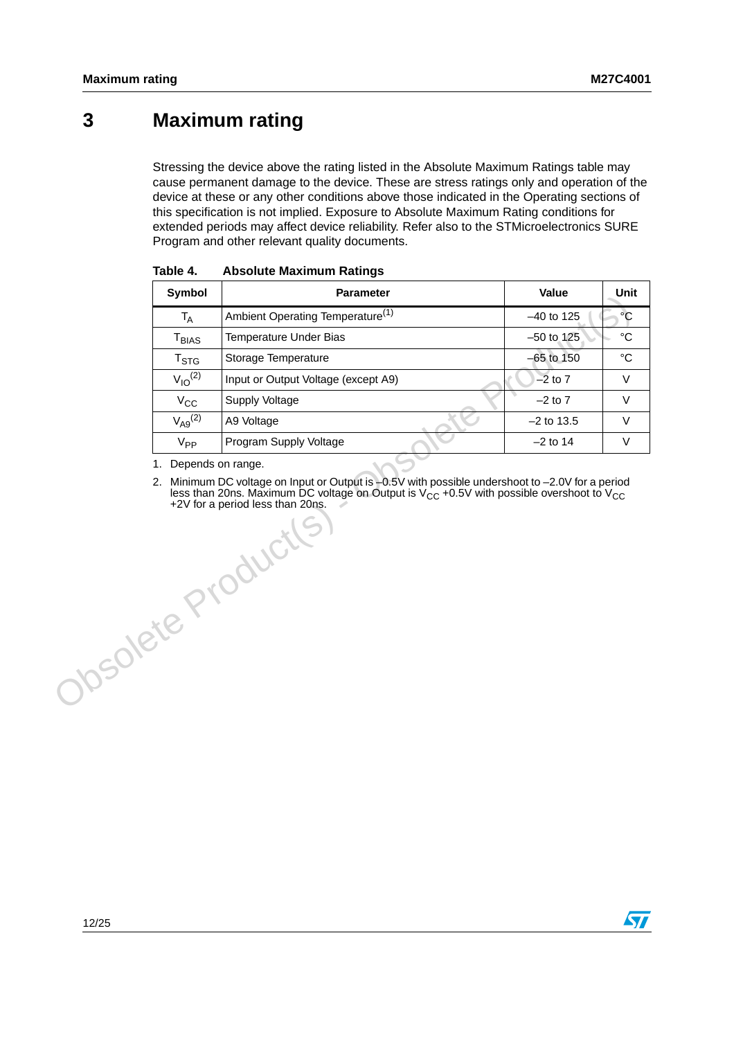# 3 Maximum rating

Stressing the device above the rating listed in the Absolute Maximum Ratings table may cause permanent damage to the device. These are stress ratings only and operation of the device at these or any other conditions above those indicated in the Operating sections of this specification is not implied. Exposure to Absolute Maximum Rating conditions for extended periods may affect device reliability. Refer also to the STMicroelectronics SURE Program and other relevant quality documents.

**Table 4. Absolute Maximum Ratings**

| Symbol | Parameter | Value | Unit |
|---|---|---|---|
| $T_A$ | Ambient Operating Temperature[1] | –40 to 125 | °C |
| $T_{BIAS}$ | Temperature Under Bias | –50 to 125 | °C |
| $T_{STG}$ | Storage Temperature | –65 to 150 | °C |
| $V_{IO}$[2] | Input or Output Voltage (except A9) | –2 to 7 | V |
| $V_{CC}$ | Supply Voltage | –2 to 7 | V |
| $V_{A9}$[2] | A9 Voltage | –2 to 13.5 | V |
| $V_{PP}$ | Program Supply Voltage | –2 to 14 | V |

1. Depends on range.
2. Minimum DC voltage on Input or Output is –0.5V with possible undershoot to –2.0V for a period less than 20ns. Maximum DC voltage on Output is $V_{CC}$ +0.5V with possible overshoot to $V_{CC}$ +2V for a period less than 20ns.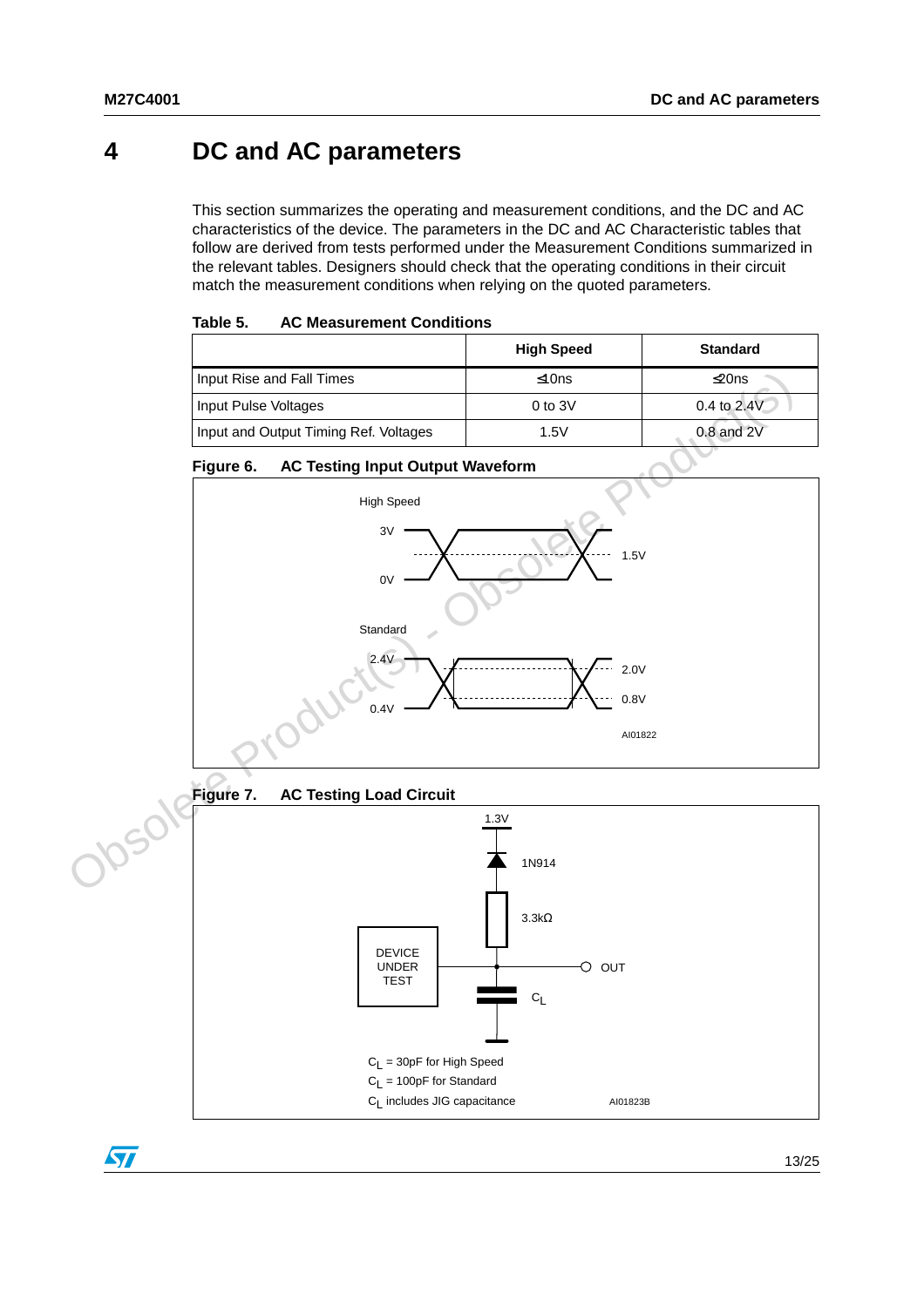# 4 DC and AC parameters

This section summarizes the operating and measurement conditions, and the DC and AC characteristics of the device. The parameters in the DC and AC Characteristic tables that follow are derived from tests performed under the Measurement Conditions summarized in the relevant tables. Designers should check that the operating conditions in their circuit match the measurement conditions when relying on the quoted parameters.

**Table 5. AC Measurement Conditions**

| | High Speed | Standard |
|---|---|---|
| Input Rise and Fall Times | ≤10ns | ≤20ns |
| Input Pulse Voltages | 0 to 3V | 0.4 to 2.4V |
| Input and Output Timing Ref. Voltages | 1.5V | 0.8 and 2V |

**Figure 6. AC Testing Input Output Waveform**

High Speed: 3V, 0V, 1.5V

Standard: 2.4V, 0.4V, 2.0V, 0.8V

AI01822

**Figure 7. AC Testing Load Circuit**

1.3V, 1N914, 3.3kΩ, DEVICE UNDER TEST, OUT, $C_L$

$C_L$ = 30pF for High Speed

$C_L$ = 100pF for Standard

$C_L$ includes JIG capacitance

AI01823B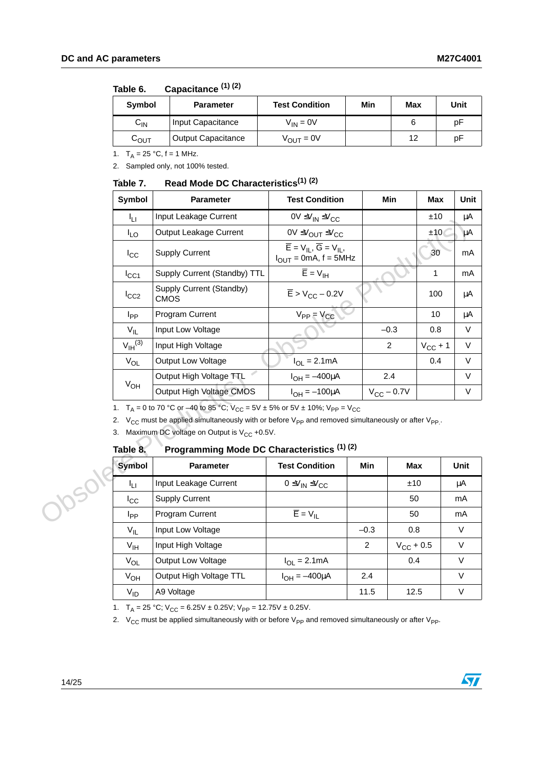**Table 6. Capacitance [(1)] [(2)]**

| Symbol | Parameter | Test Condition | Min | Max | Unit |
|---|---|---|---|---|---|
| $C_{IN}$ | Input Capacitance | $V_{IN}$ = 0V | | 6 | pF |
| $C_{OUT}$ | Output Capacitance | $V_{OUT}$ = 0V | | 12 | pF |

1. $T_A$ = 25 °C, f = 1 MHz.
2. Sampled only, not 100% tested.

**Table 7. Read Mode DC Characteristics[(1)] [(2)]**

| Symbol | Parameter | Test Condition | Min | Max | Unit |
|---|---|---|---|---|---|
| $I_{LI}$ | Input Leakage Current | 0V ≤ $V_{IN}$ ≤ $V_{CC}$ | | ±10 | µA |
| $I_{LO}$ | Output Leakage Current | 0V ≤ $V_{OUT}$ ≤ $V_{CC}$ | | ±10 | µA |
| $I_{CC}$ | Supply Current | $\overline{E}$ = $V_{IL}$, $\overline{G}$ = $V_{IL}$, $I_{OUT}$ = 0mA, f = 5MHz | | 30 | mA |
| $I_{CC1}$ | Supply Current (Standby) TTL | $\overline{E}$ = $V_{IH}$ | | 1 | mA |
| $I_{CC2}$ | Supply Current (Standby) CMOS | $\overline{E}$ > $V_{CC}$ – 0.2V | | 100 | µA |
| $I_{PP}$ | Program Current | $V_{PP}$ = $V_{CC}$ | | 10 | µA |
| $V_{IL}$ | Input Low Voltage | | –0.3 | 0.8 | V |
| $V_{IH}$[(3)] | Input High Voltage | | 2 | $V_{CC}$ + 1 | V |
| $V_{OL}$ | Output Low Voltage | $I_{OL}$ = 2.1mA | | 0.4 | V |
| $V_{OH}$ | Output High Voltage TTL | $I_{OH}$ = –400µA | 2.4 | | V |
| | Output High Voltage CMOS | $I_{OH}$ = –100µA | $V_{CC}$ – 0.7V | | V |

1. $T_A$ = 0 to 70 °C or –40 to 85 °C; $V_{CC}$ = 5V ± 5% or 5V ± 10%; $V_{PP}$ = $V_{CC}$
2. $V_{CC}$ must be applied simultaneously with or before $V_{PP}$ and removed simultaneously or after $V_{PP}$.
3. Maximum DC voltage on Output is $V_{CC}$ +0.5V.

**Table 8. Programming Mode DC Characteristics [(1)] [(2)]**

| Symbol | Parameter | Test Condition | Min | Max | Unit |
|---|---|---|---|---|---|
| $I_{LI}$ | Input Leakage Current | 0 ≤ $V_{IN}$ ≤ $V_{CC}$ | | ±10 | µA |
| $I_{CC}$ | Supply Current | | | 50 | mA |
| $I_{PP}$ | Program Current | $\overline{E}$ = $V_{IL}$ | | 50 | mA |
| $V_{IL}$ | Input Low Voltage | | –0.3 | 0.8 | V |
| $V_{IH}$ | Input High Voltage | | 2 | $V_{CC}$ + 0.5 | V |
| $V_{OL}$ | Output Low Voltage | $I_{OL}$ = 2.1mA | | 0.4 | V |
| $V_{OH}$ | Output High Voltage TTL | $I_{OH}$ = –400µA | 2.4 | | V |
| $V_{ID}$ | A9 Voltage | | 11.5 | 12.5 | V |

1. $T_A$ = 25 °C; $V_{CC}$ = 6.25V ± 0.25V; $V_{PP}$ = 12.75V ± 0.25V.
2. $V_{CC}$ must be applied simultaneously with or before $V_{PP}$ and removed simultaneously or after $V_{PP}$.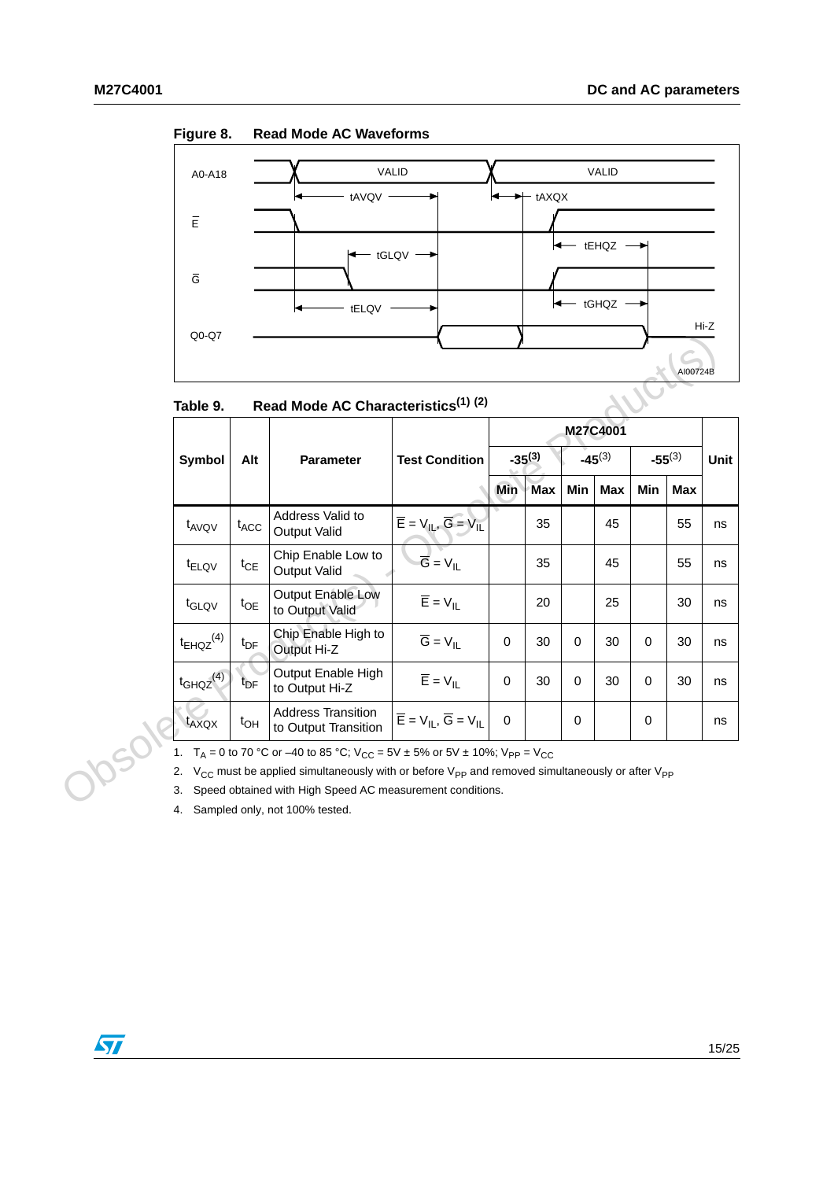**Figure 8. Read Mode AC Waveforms**

**Table 9. Read Mode AC Characteristics(1) (2)**

| Symbol | Alt | Parameter | Test Condition | M27C4001 | | | | | | Unit |
|---|---|---|---|---|---|---|---|---|---|---|
| | | | | -35(3) | | -45(3) | | -55(3) | | |
| | | | | Min | Max | Min | Max | Min | Max | |
| $t_{AVQV}$ | $t_{ACC}$ | Address Valid to Output Valid | $\overline{E} = V_{IL}$, $\overline{G} = V_{IL}$ | | 35 | | 45 | | 55 | ns |
| $t_{ELQV}$ | $t_{CE}$ | Chip Enable Low to Output Valid | $\overline{G} = V_{IL}$ | | 35 | | 45 | | 55 | ns |
| $t_{GLQV}$ | $t_{OE}$ | Output Enable Low to Output Valid | $\overline{E} = V_{IL}$ | | 20 | | 25 | | 30 | ns |
| $t_{EHQZ}$(4) | $t_{DF}$ | Chip Enable High to Output Hi-Z | $\overline{G} = V_{IL}$ | 0 | 30 | 0 | 30 | 0 | 30 | ns |
| $t_{GHQZ}$(4) | $t_{DF}$ | Output Enable High to Output Hi-Z | $\overline{E} = V_{IL}$ | 0 | 30 | 0 | 30 | 0 | 30 | ns |
| $t_{AXQX}$ | $t_{OH}$ | Address Transition to Output Transition | $\overline{E} = V_{IL}$, $\overline{G} = V_{IL}$ | 0 | | 0 | | 0 | | ns |

1. $T_A$ = 0 to 70 °C or –40 to 85 °C; $V_{CC}$ = 5V ± 5% or 5V ± 10%; $V_{PP} = V_{CC}$
2. $V_{CC}$ must be applied simultaneously with or before $V_{PP}$ and removed simultaneously or after $V_{PP}$
3. Speed obtained with High Speed AC measurement conditions.
4. Sampled only, not 100% tested.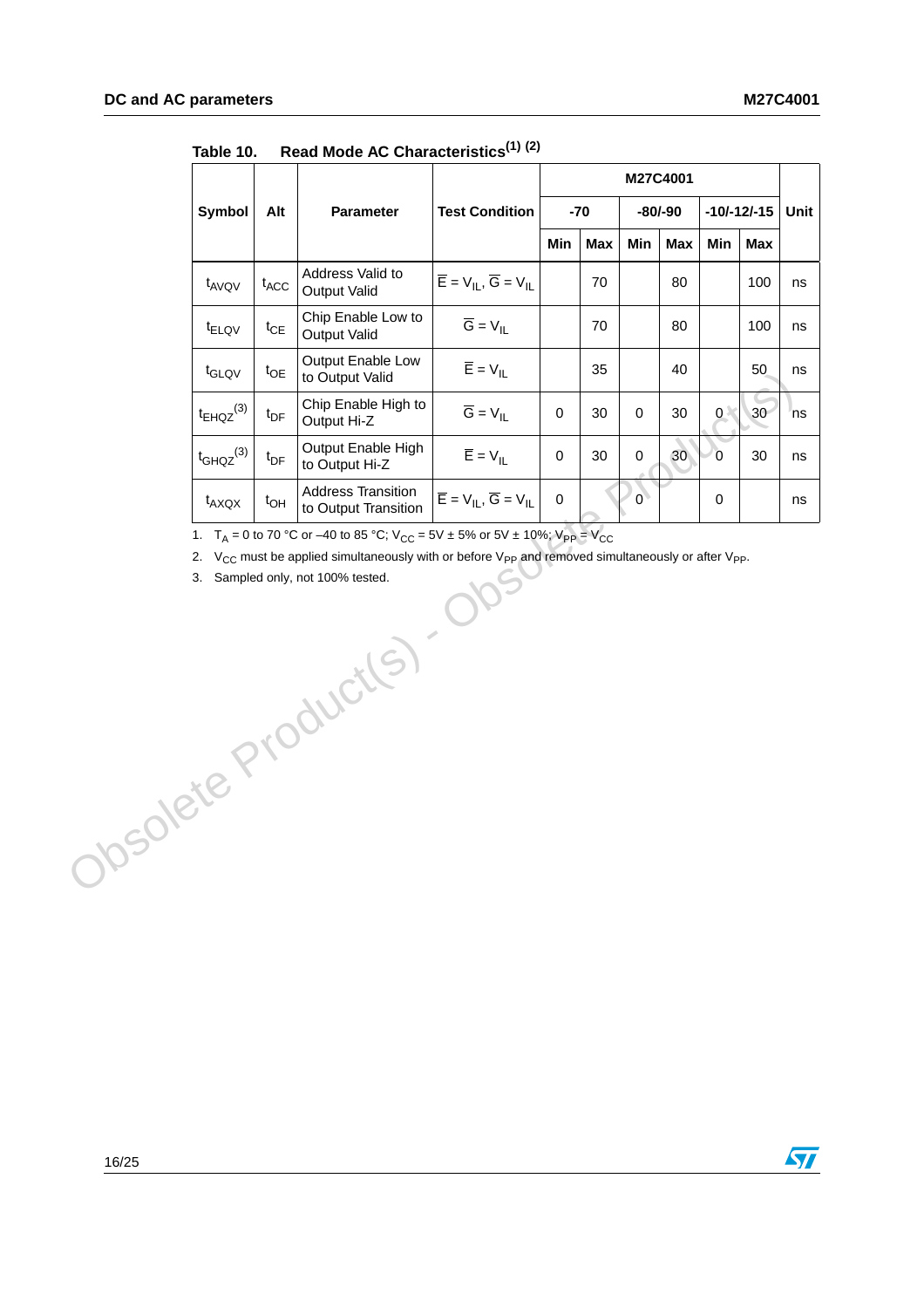**Table 10. Read Mode AC Characteristics(1) (2)**

| Symbol | Alt | Parameter | Test Condition | M27C4001 | | | | | | Unit |
|---|---|---|---|---|---|---|---|---|---|---|
| | | | | -70 | | -80/-90 | | -10/-12/-15 | | |
| | | | | Min | Max | Min | Max | Min | Max | |
| $t_{AVQV}$ | $t_{ACC}$ | Address Valid to Output Valid | $\overline{E} = V_{IL}$, $\overline{G} = V_{IL}$ | | 70 | | 80 | | 100 | ns |
| $t_{ELQV}$ | $t_{CE}$ | Chip Enable Low to Output Valid | $\overline{G} = V_{IL}$ | | 70 | | 80 | | 100 | ns |
| $t_{GLQV}$ | $t_{OE}$ | Output Enable Low to Output Valid | $\overline{E} = V_{IL}$ | | 35 | | 40 | | 50 | ns |
| $t_{EHQZ}$(3) | $t_{DF}$ | Chip Enable High to Output Hi-Z | $\overline{G} = V_{IL}$ | 0 | 30 | 0 | 30 | 0 | 30 | ns |
| $t_{GHQZ}$(3) | $t_{DF}$ | Output Enable High to Output Hi-Z | $\overline{E} = V_{IL}$ | 0 | 30 | 0 | 30 | 0 | 30 | ns |
| $t_{AXQX}$ | $t_{OH}$ | Address Transition to Output Transition | $\overline{E} = V_{IL}$, $\overline{G} = V_{IL}$ | 0 | | 0 | | 0 | | ns |

1. $T_A$ = 0 to 70 °C or –40 to 85 °C; $V_{CC}$ = 5V ± 5% or 5V ± 10%; $V_{PP} = V_{CC}$
2. $V_{CC}$ must be applied simultaneously with or before $V_{PP}$ and removed simultaneously or after $V_{PP}$.
3. Sampled only, not 100% tested.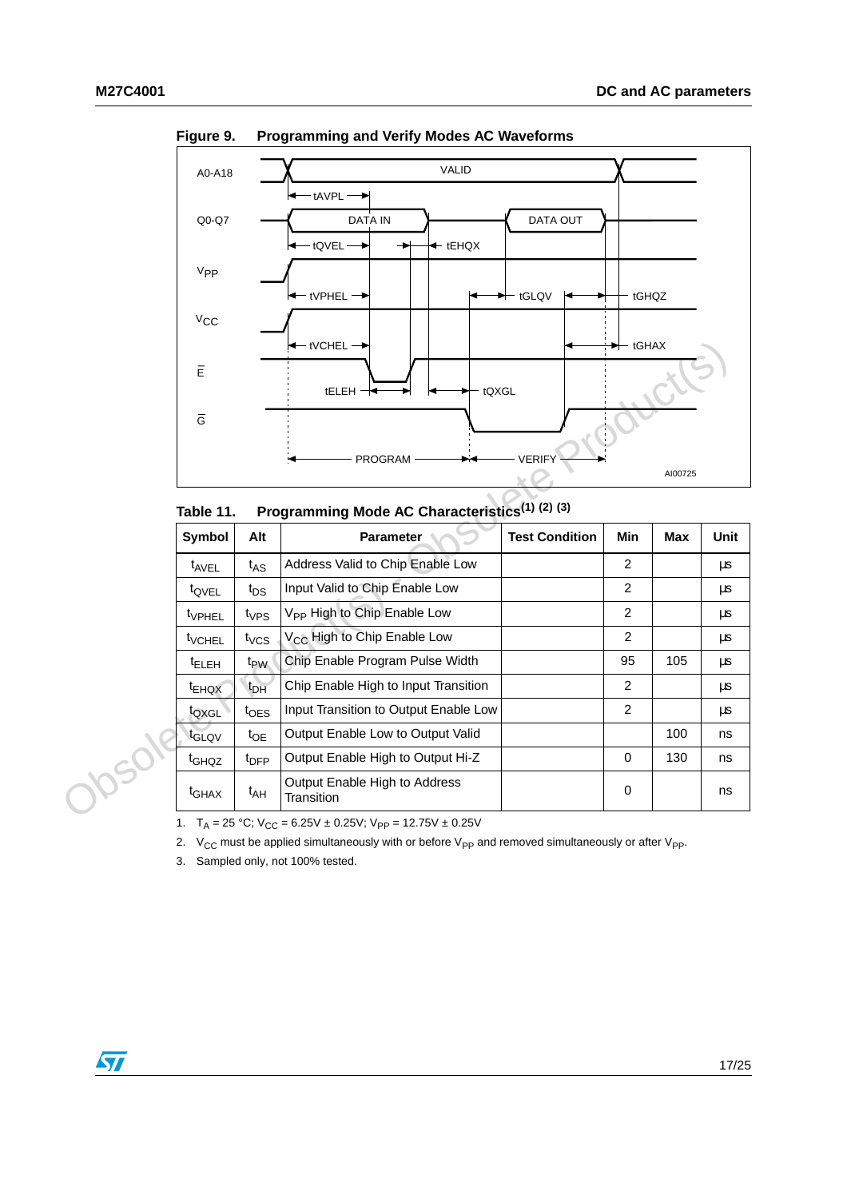**Figure 9. Programming and Verify Modes AC Waveforms**

**Table 11. Programming Mode AC Characteristics(1) (2) (3)**

| Symbol | Alt | Parameter | Test Condition | Min | Max | Unit |
|---|---|---|---|---|---|---|
| $t_{AVEL}$ | $t_{AS}$ | Address Valid to Chip Enable Low | | 2 | | µs |
| $t_{QVEL}$ | $t_{DS}$ | Input Valid to Chip Enable Low | | 2 | | µs |
| $t_{VPHEL}$ | $t_{VPS}$ | $V_{PP}$ High to Chip Enable Low | | 2 | | µs |
| $t_{VCHEL}$ | $t_{VCS}$ | $V_{CC}$ High to Chip Enable Low | | 2 | | µs |
| $t_{ELEH}$ | $t_{PW}$ | Chip Enable Program Pulse Width | | 95 | 105 | µs |
| $t_{EHQX}$ | $t_{DH}$ | Chip Enable High to Input Transition | | 2 | | µs |
| $t_{QXGL}$ | $t_{OES}$ | Input Transition to Output Enable Low | | 2 | | µs |
| $t_{GLQV}$ | $t_{OE}$ | Output Enable Low to Output Valid | | | 100 | ns |
| $t_{GHQZ}$ | $t_{DFP}$ | Output Enable High to Output Hi-Z | | 0 | 130 | ns |
| $t_{GHAX}$ | $t_{AH}$ | Output Enable High to Address Transition | | 0 | | ns |

1. $T_A$ = 25 °C; $V_{CC}$ = 6.25V ± 0.25V; $V_{PP}$ = 12.75V ± 0.25V
2. $V_{CC}$ must be applied simultaneously with or before $V_{PP}$ and removed simultaneously or after $V_{PP}$.
3. Sampled only, not 100% tested.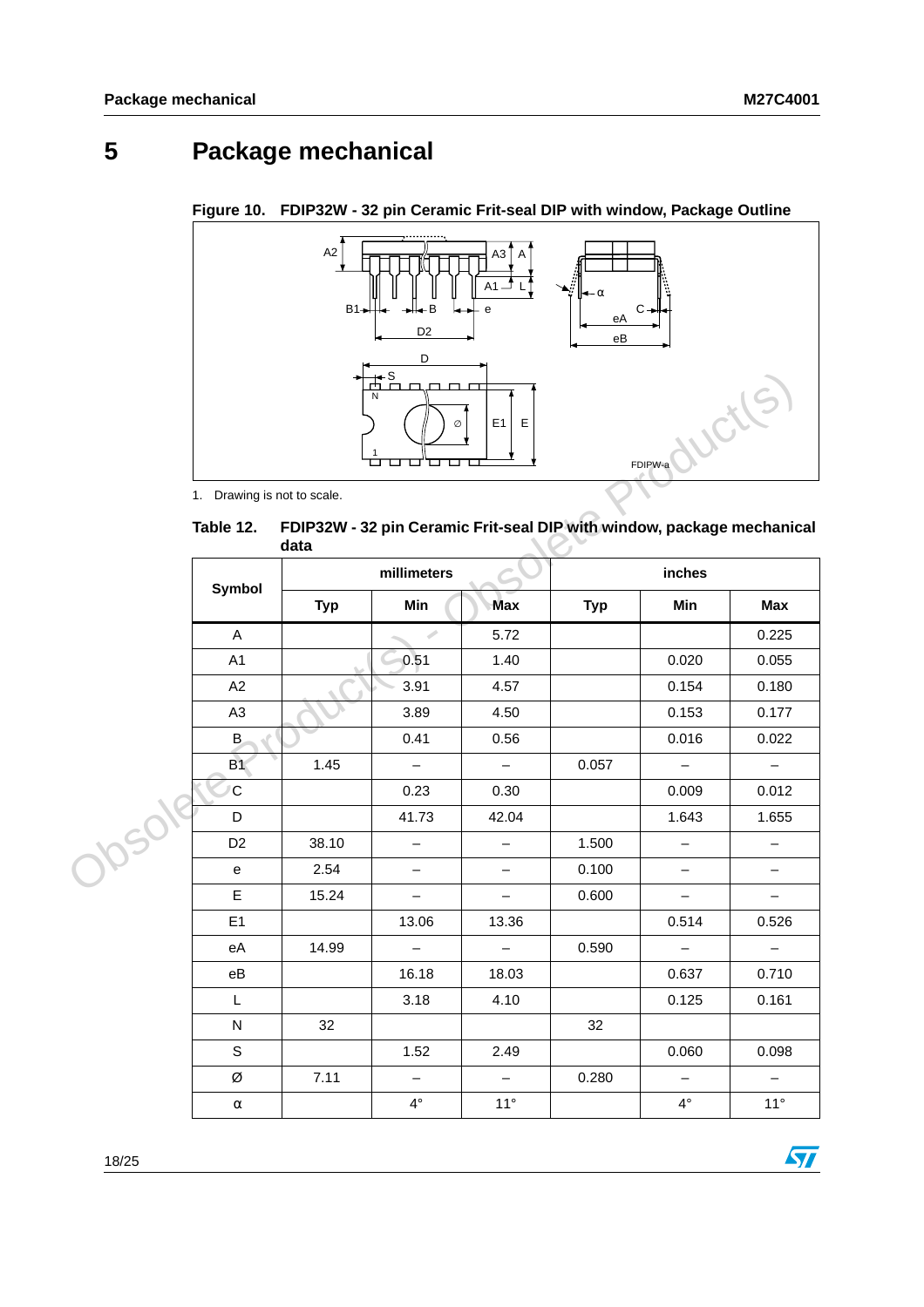# 5 Package mechanical

**Figure 10. FDIP32W - 32 pin Ceramic Frit-seal DIP with window, Package Outline**

1. Drawing is not to scale.

**Table 12. FDIP32W - 32 pin Ceramic Frit-seal DIP with window, package mechanical data**

| Symbol | millimeters | | | inches | | |
|---|---|---|---|---|---|---|
| | Typ | Min | Max | Typ | Min | Max |
| A | | | 5.72 | | | 0.225 |
| A1 | | 0.51 | 1.40 | | 0.020 | 0.055 |
| A2 | | 3.91 | 4.57 | | 0.154 | 0.180 |
| A3 | | 3.89 | 4.50 | | 0.153 | 0.177 |
| B | | 0.41 | 0.56 | | 0.016 | 0.022 |
| B1 | 1.45 | – | – | 0.057 | – | – |
| C | | 0.23 | 0.30 | | 0.009 | 0.012 |
| D | | 41.73 | 42.04 | | 1.643 | 1.655 |
| D2 | 38.10 | – | – | 1.500 | – | – |
| e | 2.54 | – | – | 0.100 | – | – |
| E | 15.24 | – | – | 0.600 | – | – |
| E1 | | 13.06 | 13.36 | | 0.514 | 0.526 |
| eA | 14.99 | – | – | 0.590 | – | – |
| eB | | 16.18 | 18.03 | | 0.637 | 0.710 |
| L | | 3.18 | 4.10 | | 0.125 | 0.161 |
| N | 32 | | | 32 | | |
| S | | 1.52 | 2.49 | | 0.060 | 0.098 |
| Ø | 7.11 | – | – | 0.280 | – | – |
| α | | 4° | 11° | | 4° | 11° |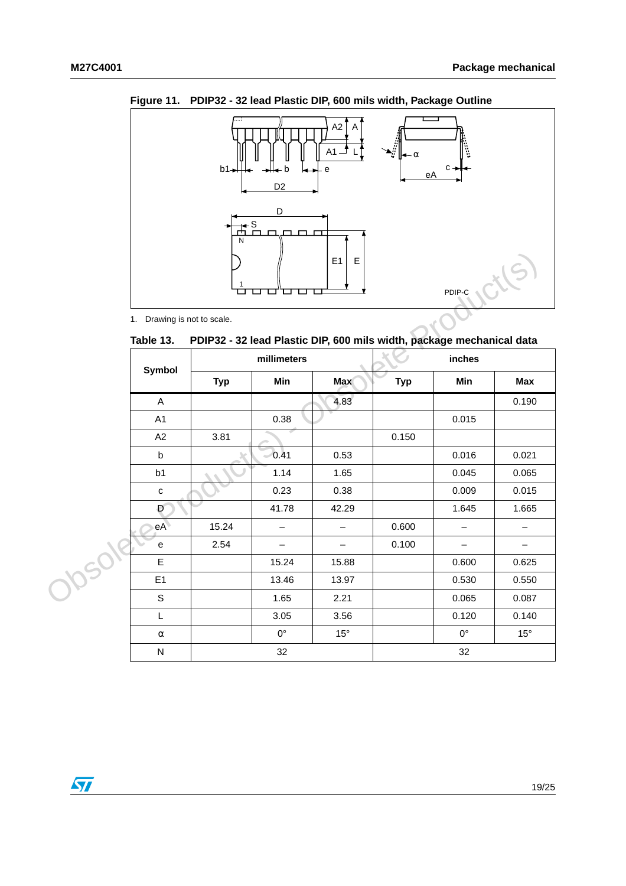**Figure 11. PDIP32 - 32 lead Plastic DIP, 600 mils width, Package Outline**

1. Drawing is not to scale.

**Table 13. PDIP32 - 32 lead Plastic DIP, 600 mils width, package mechanical data**

| Symbol | millimeters | | | inches | | |
|---|---|---|---|---|---|---|
| | Typ | Min | Max | Typ | Min | Max |
| A | | | 4.83 | | | 0.190 |
| A1 | | 0.38 | | | 0.015 | |
| A2 | 3.81 | | | 0.150 | | |
| b | | 0.41 | 0.53 | | 0.016 | 0.021 |
| b1 | | 1.14 | 1.65 | | 0.045 | 0.065 |
| c | | 0.23 | 0.38 | | 0.009 | 0.015 |
| D | | 41.78 | 42.29 | | 1.645 | 1.665 |
| eA | 15.24 | – | – | 0.600 | – | – |
| e | 2.54 | – | – | 0.100 | – | – |
| E | | 15.24 | 15.88 | | 0.600 | 0.625 |
| E1 | | 13.46 | 13.97 | | 0.530 | 0.550 |
| S | | 1.65 | 2.21 | | 0.065 | 0.087 |
| L | | 3.05 | 3.56 | | 0.120 | 0.140 |
| α | | 0° | 15° | | 0° | 15° |
| N | 32 | | | 32 | | |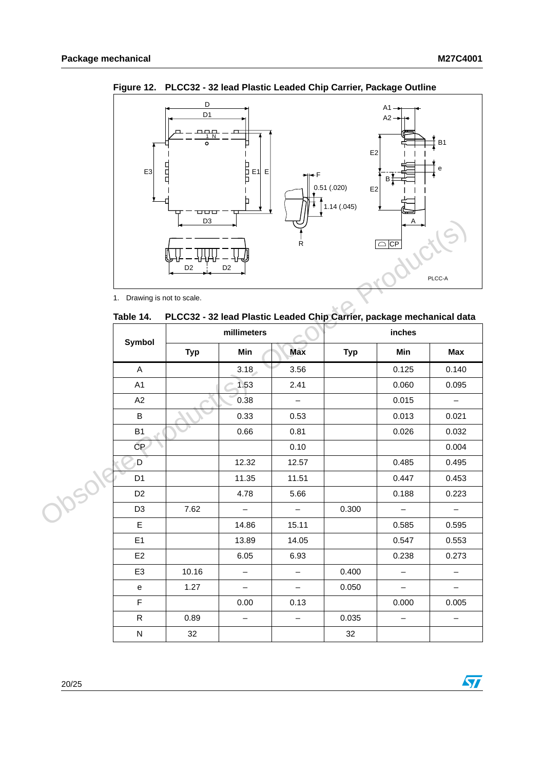**Figure 12. PLCC32 - 32 lead Plastic Leaded Chip Carrier, Package Outline**

1. Drawing is not to scale.

**Table 14. PLCC32 - 32 lead Plastic Leaded Chip Carrier, package mechanical data**

| Symbol | millimeters | | | inches | | |
|---|---|---|---|---|---|---|
| | Typ | Min | Max | Typ | Min | Max |
| A | | 3.18 | 3.56 | | 0.125 | 0.140 |
| A1 | | 1.53 | 2.41 | | 0.060 | 0.095 |
| A2 | | 0.38 | – | | 0.015 | – |
| B | | 0.33 | 0.53 | | 0.013 | 0.021 |
| B1 | | 0.66 | 0.81 | | 0.026 | 0.032 |
| CP | | | 0.10 | | | 0.004 |
| D | | 12.32 | 12.57 | | 0.485 | 0.495 |
| D1 | | 11.35 | 11.51 | | 0.447 | 0.453 |
| D2 | | 4.78 | 5.66 | | 0.188 | 0.223 |
| D3 | 7.62 | – | – | 0.300 | – | – |
| E | | 14.86 | 15.11 | | 0.585 | 0.595 |
| E1 | | 13.89 | 14.05 | | 0.547 | 0.553 |
| E2 | | 6.05 | 6.93 | | 0.238 | 0.273 |
| E3 | 10.16 | – | – | 0.400 | – | – |
| e | 1.27 | – | – | 0.050 | – | – |
| F | | 0.00 | 0.13 | | 0.000 | 0.005 |
| R | 0.89 | – | – | 0.035 | – | – |
| N | 32 | | | 32 | | |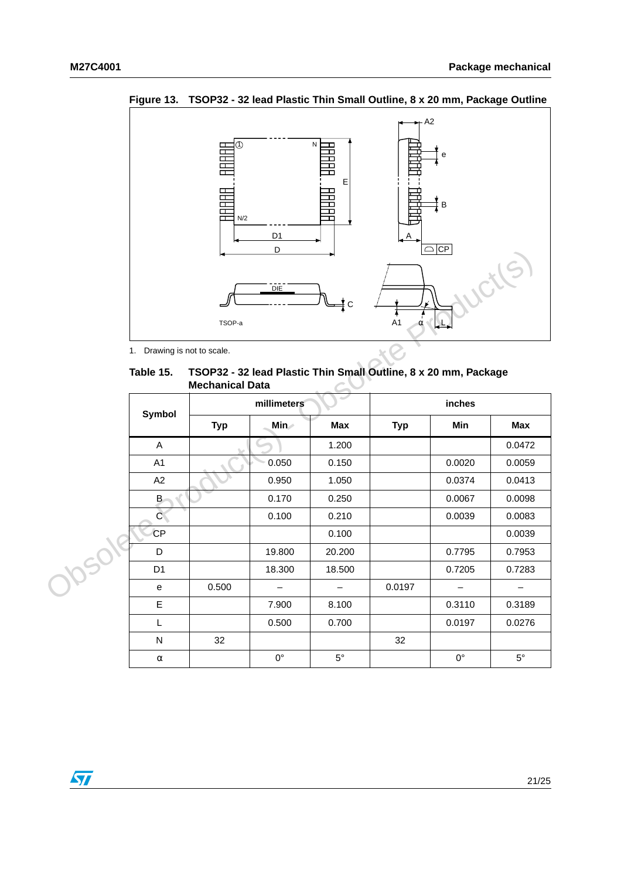**Figure 13. TSOP32 - 32 lead Plastic Thin Small Outline, 8 x 20 mm, Package Outline**

1. Drawing is not to scale.

**Table 15. TSOP32 - 32 lead Plastic Thin Small Outline, 8 x 20 mm, Package Mechanical Data**

| Symbol | millimeters | | | inches | | |
|---|---|---|---|---|---|---|
| | Typ | Min | Max | Typ | Min | Max |
| A | | | 1.200 | | | 0.0472 |
| A1 | | 0.050 | 0.150 | | 0.0020 | 0.0059 |
| A2 | | 0.950 | 1.050 | | 0.0374 | 0.0413 |
| B | | 0.170 | 0.250 | | 0.0067 | 0.0098 |
| C | | 0.100 | 0.210 | | 0.0039 | 0.0083 |
| CP | | | 0.100 | | | 0.0039 |
| D | | 19.800 | 20.200 | | 0.7795 | 0.7953 |
| D1 | | 18.300 | 18.500 | | 0.7205 | 0.7283 |
| e | 0.500 | – | – | 0.0197 | – | – |
| E | | 7.900 | 8.100 | | 0.3110 | 0.3189 |
| L | | 0.500 | 0.700 | | 0.0197 | 0.0276 |
| N | 32 | | | 32 | | |
| α | | 0° | 5° | | 0° | 5° |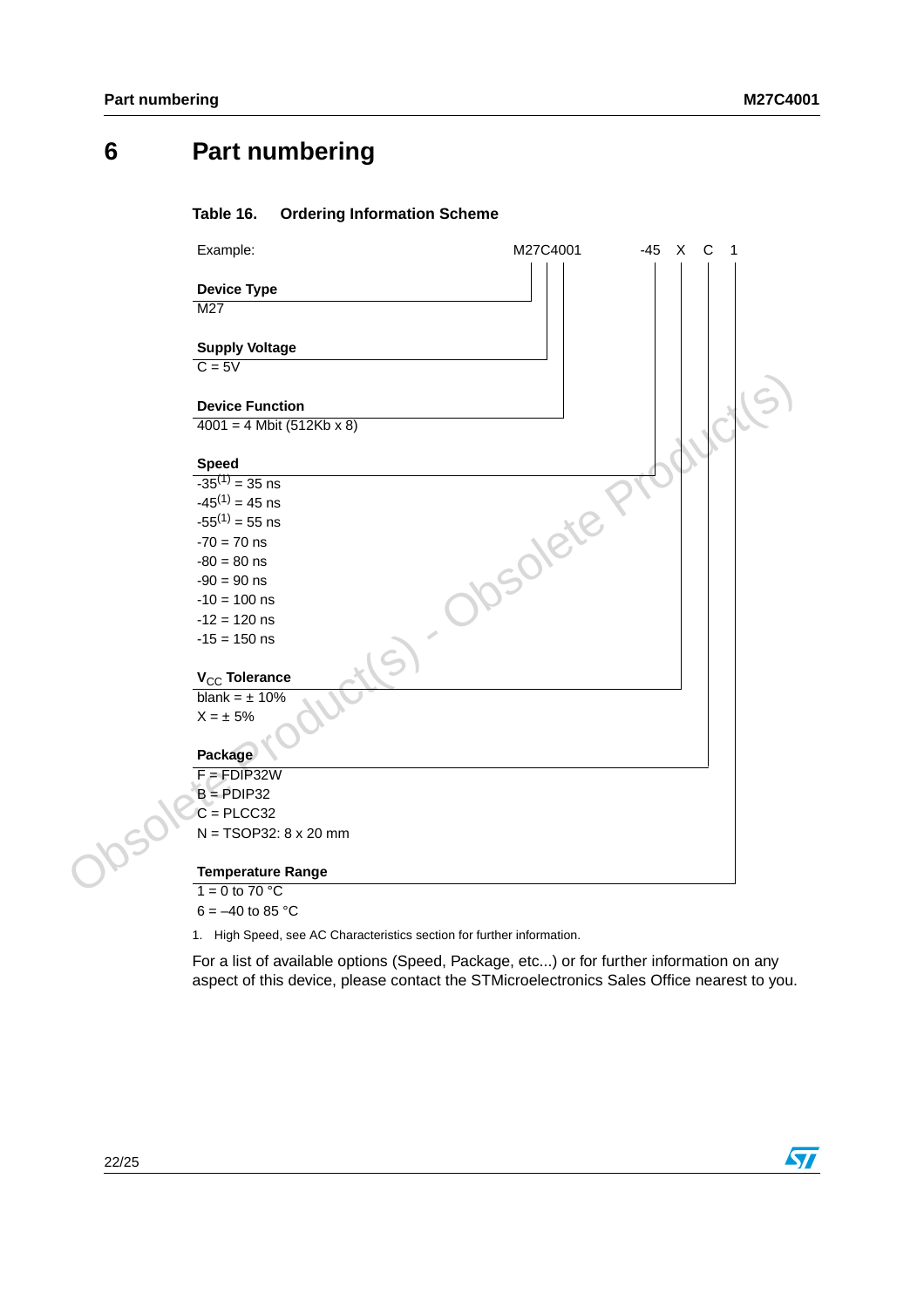# 6 Part numbering

**Table 16. Ordering Information Scheme**

Example: M27C4001 -45 X C 1

**Device Type**

M27

**Supply Voltage**

C = 5V

**Device Function**

4001 = 4 Mbit (512Kb x 8)

**Speed**

-35[1] = 35 ns
-45[1] = 45 ns
-55[1] = 55 ns
-70 = 70 ns
-80 = 80 ns
-90 = 90 ns
-10 = 100 ns
-12 = 120 ns
-15 = 150 ns

**$V_{CC}$ Tolerance**

blank = ± 10%
X = ± 5%

**Package**

F = FDIP32W
B = PDIP32
C = PLCC32
N = TSOP32: 8 x 20 mm

**Temperature Range**

1 = 0 to 70 °C
6 = –40 to 85 °C

1. High Speed, see AC Characteristics section for further information.

For a list of available options (Speed, Package, etc...) or for further information on any aspect of this device, please contact the STMicroelectronics Sales Office nearest to you.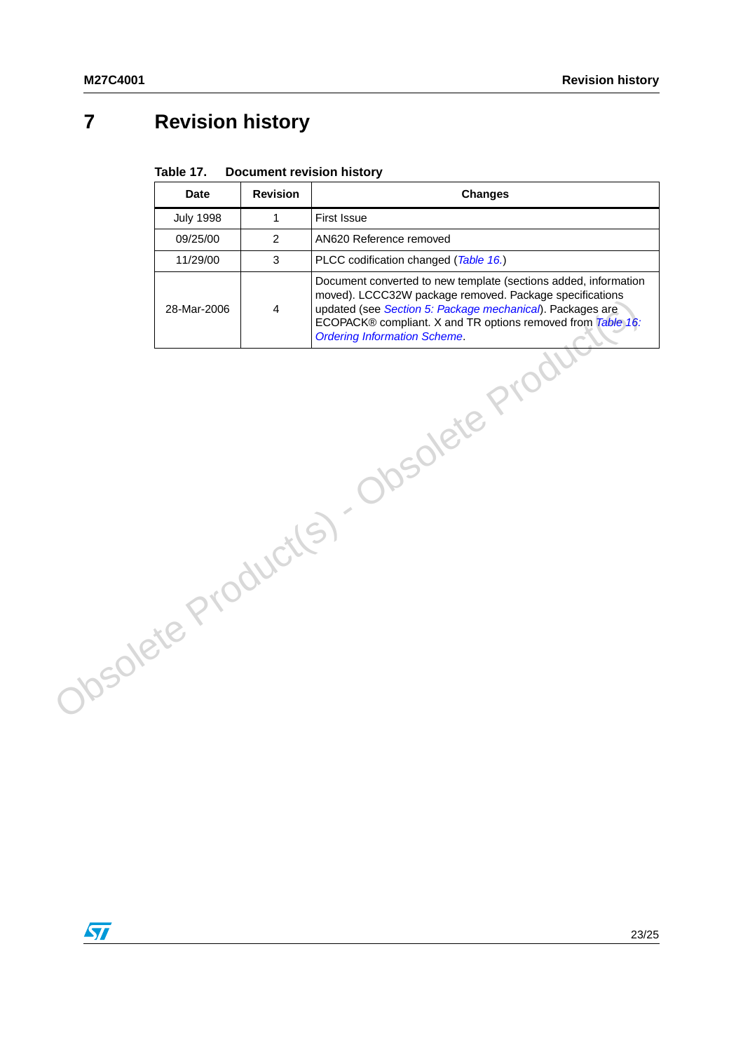# 7 Revision history

**Table 17. Document revision history**

| Date | Revision | Changes |
|---|---|---|
| July 1998 | 1 | First Issue |
| 09/25/00 | 2 | AN620 Reference removed |
| 11/29/00 | 3 | PLCC codification changed (*Table 16.*) |
| 28-Mar-2006 | 4 | Document converted to new template (sections added, information moved). LCCC32W package removed. Package specifications updated (see *Section 5: Package mechanical*). Packages are ECOPACK® compliant. X and TR options removed from *Table 16: Ordering Information Scheme*. |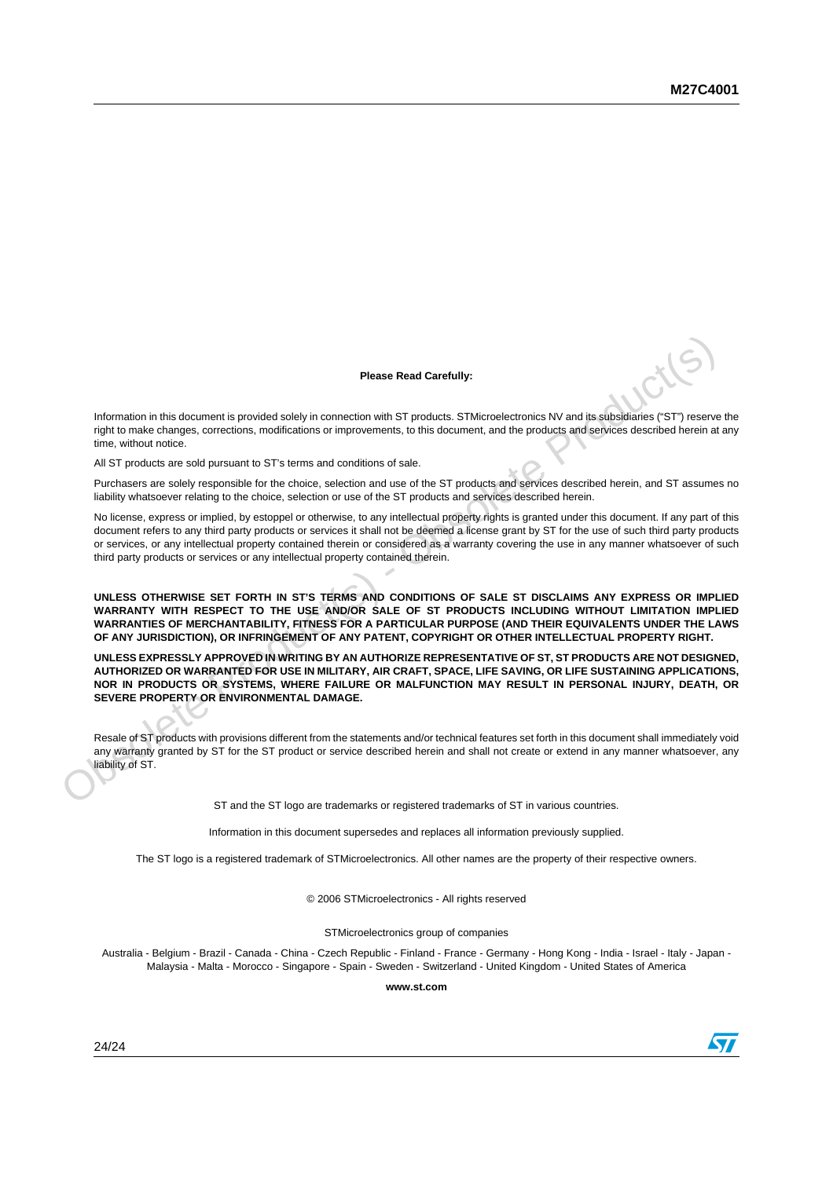**Please Read Carefully:**

Information in this document is provided solely in connection with ST products. STMicroelectronics NV and its subsidiaries ("ST") reserve the right to make changes, corrections, modifications or improvements, to this document, and the products and services described herein at any time, without notice.

All ST products are sold pursuant to ST's terms and conditions of sale.

Purchasers are solely responsible for the choice, selection and use of the ST products and services described herein, and ST assumes no liability whatsoever relating to the choice, selection or use of the ST products and services described herein.

No license, express or implied, by estoppel or otherwise, to any intellectual property rights is granted under this document. If any part of this document refers to any third party products or services it shall not be deemed a license grant by ST for the use of such third party products or services, or any intellectual property contained therein or considered as a warranty covering the use in any manner whatsoever of such third party products or services or any intellectual property contained therein.

**UNLESS OTHERWISE SET FORTH IN ST'S TERMS AND CONDITIONS OF SALE ST DISCLAIMS ANY EXPRESS OR IMPLIED WARRANTY WITH RESPECT TO THE USE AND/OR SALE OF ST PRODUCTS INCLUDING WITHOUT LIMITATION IMPLIED WARRANTIES OF MERCHANTABILITY, FITNESS FOR A PARTICULAR PURPOSE (AND THEIR EQUIVALENTS UNDER THE LAWS OF ANY JURISDICTION), OR INFRINGEMENT OF ANY PATENT, COPYRIGHT OR OTHER INTELLECTUAL PROPERTY RIGHT.**

**UNLESS EXPRESSLY APPROVED IN WRITING BY AN AUTHORIZE REPRESENTATIVE OF ST, ST PRODUCTS ARE NOT DESIGNED, AUTHORIZED OR WARRANTED FOR USE IN MILITARY, AIR CRAFT, SPACE, LIFE SAVING, OR LIFE SUSTAINING APPLICATIONS, NOR IN PRODUCTS OR SYSTEMS, WHERE FAILURE OR MALFUNCTION MAY RESULT IN PERSONAL INJURY, DEATH, OR SEVERE PROPERTY OR ENVIRONMENTAL DAMAGE.**

Resale of ST products with provisions different from the statements and/or technical features set forth in this document shall immediately void any warranty granted by ST for the ST product or service described herein and shall not create or extend in any manner whatsoever, any liability of ST.

ST and the ST logo are trademarks or registered trademarks of ST in various countries.

Information in this document supersedes and replaces all information previously supplied.

The ST logo is a registered trademark of STMicroelectronics. All other names are the property of their respective owners.

© 2006 STMicroelectronics - All rights reserved

STMicroelectronics group of companies

Australia - Belgium - Brazil - Canada - China - Czech Republic - Finland - France - Germany - Hong Kong - India - Israel - Italy - Japan - Malaysia - Malta - Morocco - Singapore - Spain - Sweden - Switzerland - United Kingdom - United States of America

**www.st.com**